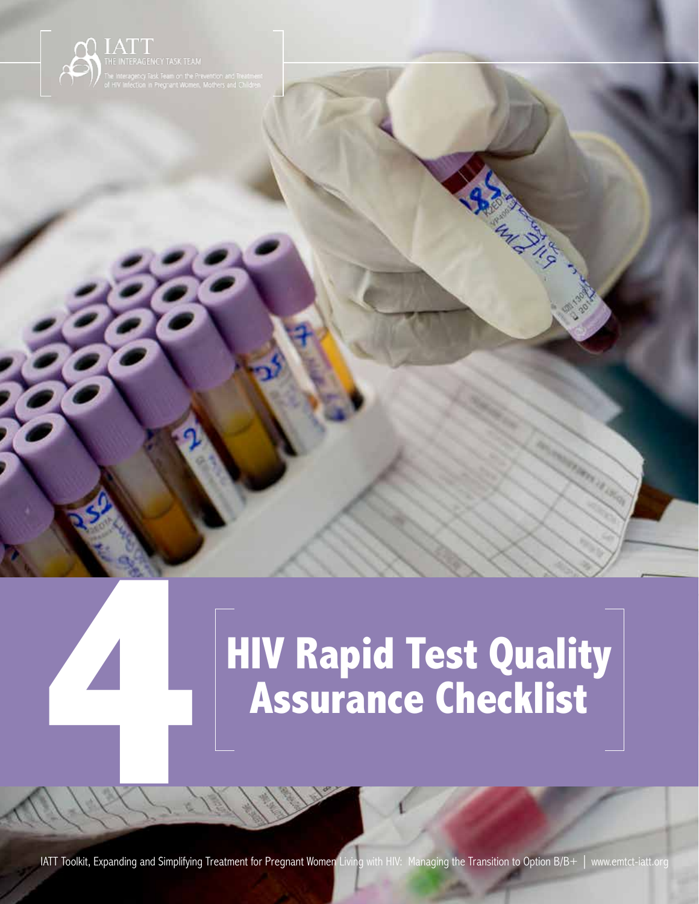IATT
THE INTERAGENCY TASK TEAM
The Interagency Task Team on the Prevention and Treatment of HIV Infection in Pregnant Women, Mothers and Children

# 4 HIV Rapid Test Quality Assurance Checklist

IATT Toolkit, Expanding and Simplifying Treatment for Pregnant Women Living with HIV: Managing the Transition to Option B/B+ | www.emtct-iatt.org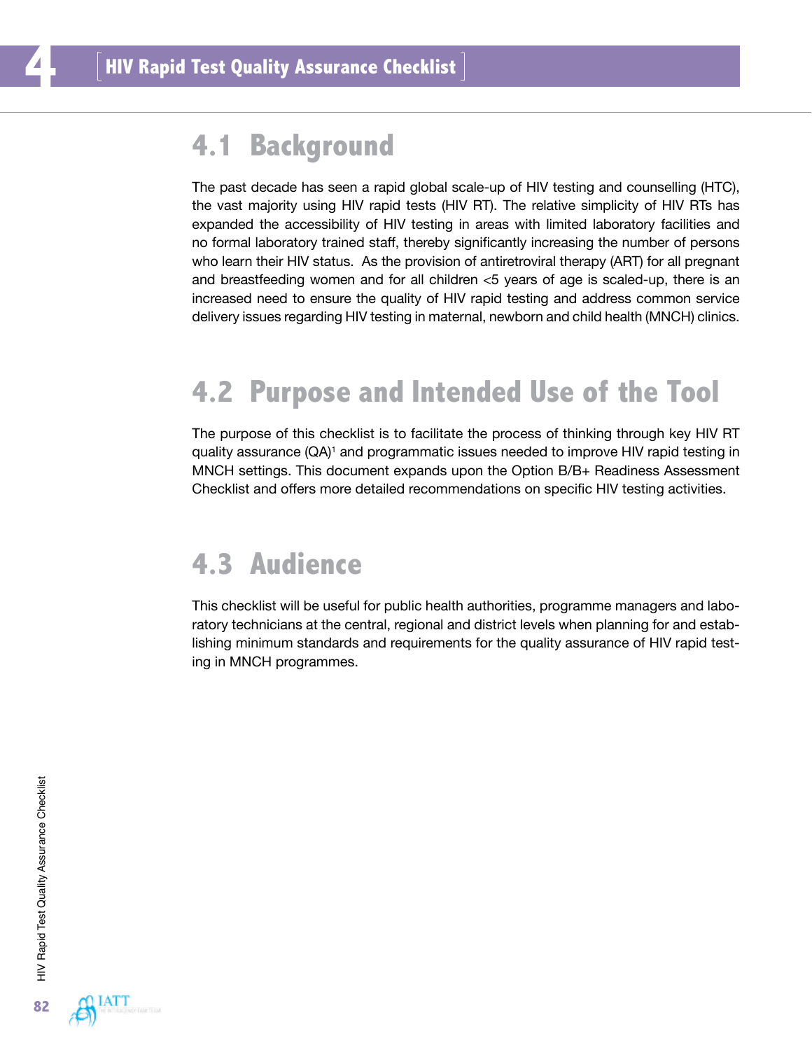# 4 HIV Rapid Test Quality Assurance Checklist

## 4.1 Background

The past decade has seen a rapid global scale-up of HIV testing and counselling (HTC), the vast majority using HIV rapid tests (HIV RT). The relative simplicity of HIV RTs has expanded the accessibility of HIV testing in areas with limited laboratory facilities and no formal laboratory trained staff, thereby significantly increasing the number of persons who learn their HIV status. As the provision of antiretroviral therapy (ART) for all pregnant and breastfeeding women and for all children <5 years of age is scaled-up, there is an increased need to ensure the quality of HIV rapid testing and address common service delivery issues regarding HIV testing in maternal, newborn and child health (MNCH) clinics.

## 4.2 Purpose and Intended Use of the Tool

The purpose of this checklist is to facilitate the process of thinking through key HIV RT quality assurance (QA)[1] and programmatic issues needed to improve HIV rapid testing in MNCH settings. This document expands upon the Option B/B+ Readiness Assessment Checklist and offers more detailed recommendations on specific HIV testing activities.

## 4.3 Audience

This checklist will be useful for public health authorities, programme managers and laboratory technicians at the central, regional and district levels when planning for and establishing minimum standards and requirements for the quality assurance of HIV rapid testing in MNCH programmes.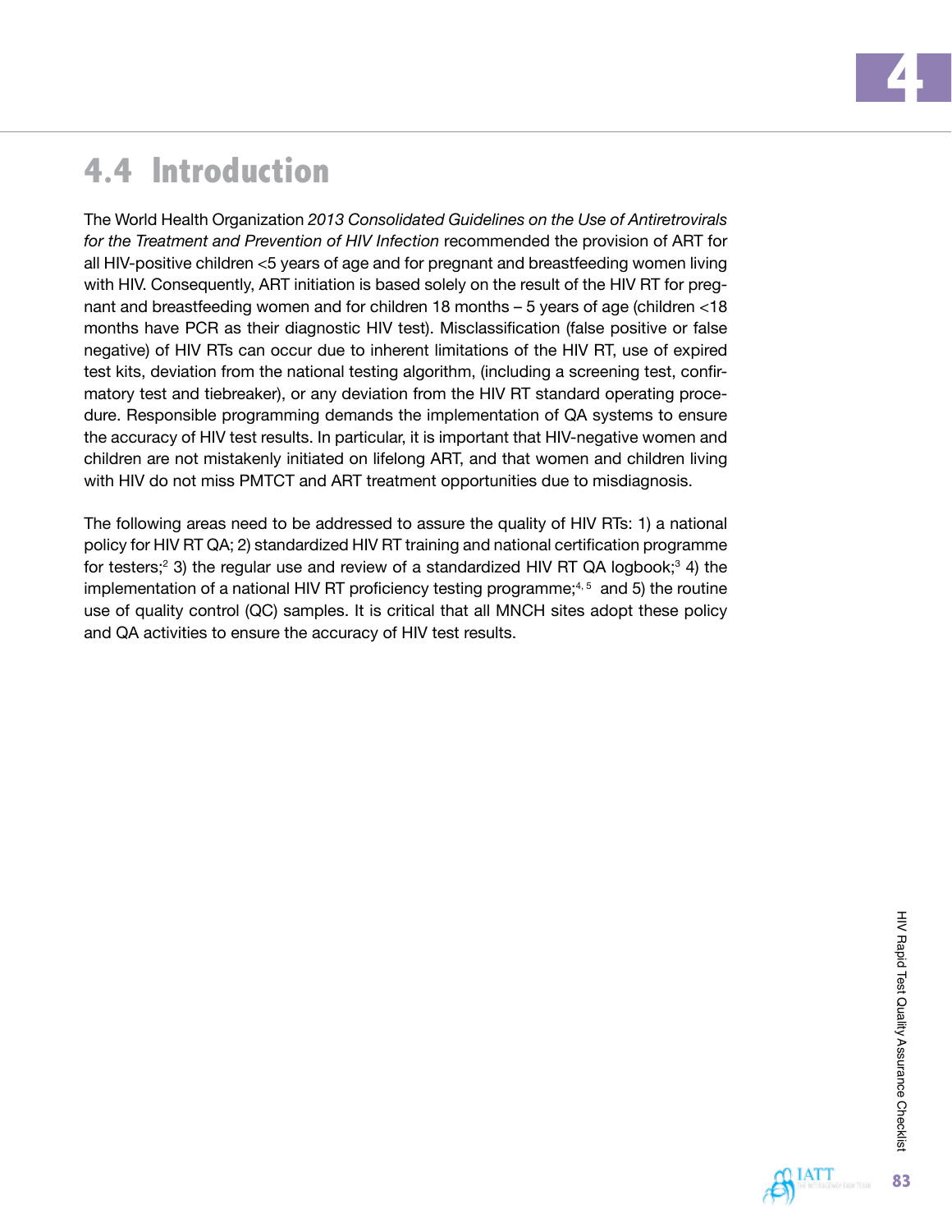## 4.4 Introduction

The World Health Organization *2013 Consolidated Guidelines on the Use of Antiretrovirals for the Treatment and Prevention of HIV Infection* recommended the provision of ART for all HIV-positive children <5 years of age and for pregnant and breastfeeding women living with HIV. Consequently, ART initiation is based solely on the result of the HIV RT for pregnant and breastfeeding women and for children 18 months – 5 years of age (children <18 months have PCR as their diagnostic HIV test). Misclassification (false positive or false negative) of HIV RTs can occur due to inherent limitations of the HIV RT, use of expired test kits, deviation from the national testing algorithm, (including a screening test, confirmatory test and tiebreaker), or any deviation from the HIV RT standard operating procedure. Responsible programming demands the implementation of QA systems to ensure the accuracy of HIV test results. In particular, it is important that HIV-negative women and children are not mistakenly initiated on lifelong ART, and that women and children living with HIV do not miss PMTCT and ART treatment opportunities due to misdiagnosis.

The following areas need to be addressed to assure the quality of HIV RTs: 1) a national policy for HIV RT QA; 2) standardized HIV RT training and national certification programme for testers;[2] 3) the regular use and review of a standardized HIV RT QA logbook;[3] 4) the implementation of a national HIV RT proficiency testing programme;[4, 5] and 5) the routine use of quality control (QC) samples. It is critical that all MNCH sites adopt these policy and QA activities to ensure the accuracy of HIV test results.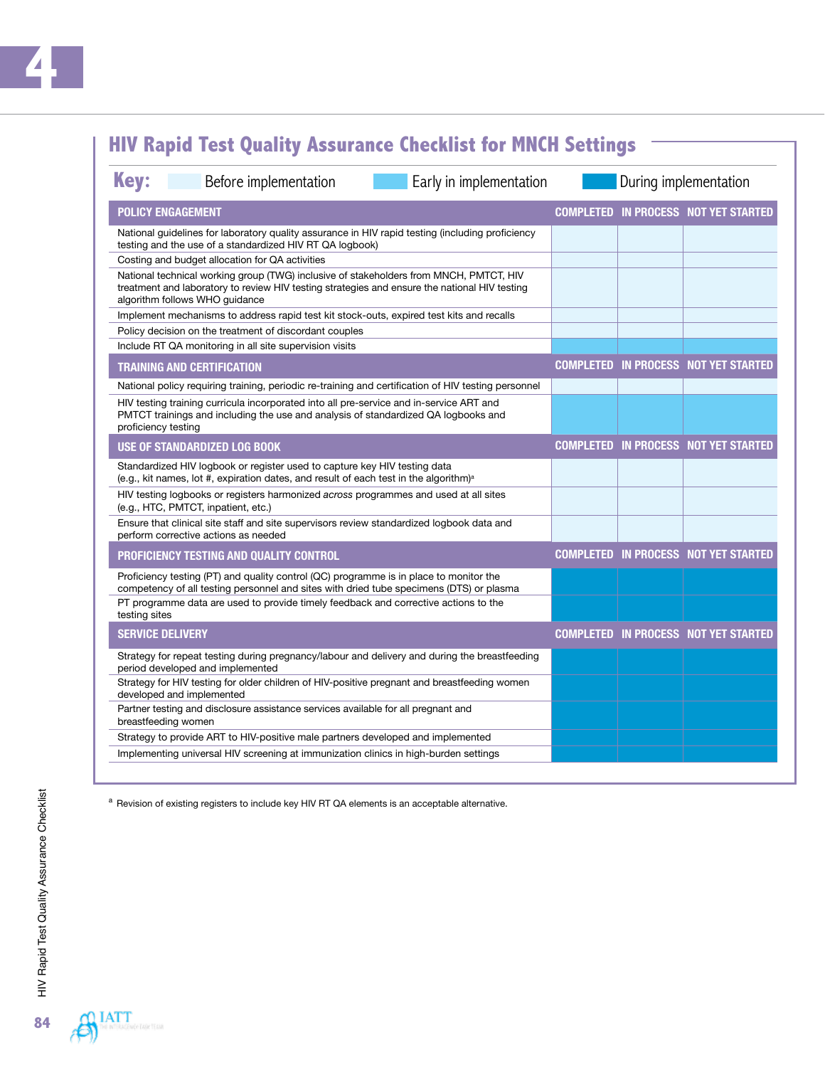## HIV Rapid Test Quality Assurance Checklist for MNCH Settings

**Key:** Before implementation | Early in implementation | During implementation

| POLICY ENGAGEMENT | COMPLETED | IN PROCESS | NOT YET STARTED |
|---|---|---|---|
| National guidelines for laboratory quality assurance in HIV rapid testing (including proficiency testing and the use of a standardized HIV RT QA logbook) | | | |
| Costing and budget allocation for QA activities | | | |
| National technical working group (TWG) inclusive of stakeholders from MNCH, PMTCT, HIV treatment and laboratory to review HIV testing strategies and ensure the national HIV testing algorithm follows WHO guidance | | | |
| Implement mechanisms to address rapid test kit stock-outs, expired test kits and recalls | | | |
| Policy decision on the treatment of discordant couples | | | |
| Include RT QA monitoring in all site supervision visits | | | |
| **TRAINING AND CERTIFICATION** | **COMPLETED** | **IN PROCESS** | **NOT YET STARTED** |
| National policy requiring training, periodic re-training and certification of HIV testing personnel | | | |
| HIV testing training curricula incorporated into all pre-service and in-service ART and PMTCT trainings and including the use and analysis of standardized QA logbooks and proficiency testing | | | |
| **USE OF STANDARDIZED LOG BOOK** | **COMPLETED** | **IN PROCESS** | **NOT YET STARTED** |
| Standardized HIV logbook or register used to capture key HIV testing data (e.g., kit names, lot #, expiration dates, and result of each test in the algorithm)[a] | | | |
| HIV testing logbooks or registers harmonized *across* programmes and used at all sites (e.g., HTC, PMTCT, inpatient, etc.) | | | |
| Ensure that clinical site staff and site supervisors review standardized logbook data and perform corrective actions as needed | | | |
| **PROFICIENCY TESTING AND QUALITY CONTROL** | **COMPLETED** | **IN PROCESS** | **NOT YET STARTED** |
| Proficiency testing (PT) and quality control (QC) programme is in place to monitor the competency of all testing personnel and sites with dried tube specimens (DTS) or plasma | | | |
| PT programme data are used to provide timely feedback and corrective actions to the testing sites | | | |
| **SERVICE DELIVERY** | **COMPLETED** | **IN PROCESS** | **NOT YET STARTED** |
| Strategy for repeat testing during pregnancy/labour and delivery and during the breastfeeding period developed and implemented | | | |
| Strategy for HIV testing for older children of HIV-positive pregnant and breastfeeding women developed and implemented | | | |
| Partner testing and disclosure assistance services available for all pregnant and breastfeeding women | | | |
| Strategy to provide ART to HIV-positive male partners developed and implemented | | | |
| Implementing universal HIV screening at immunization clinics in high-burden settings | | | |

[a] Revision of existing registers to include key HIV RT QA elements is an acceptable alternative.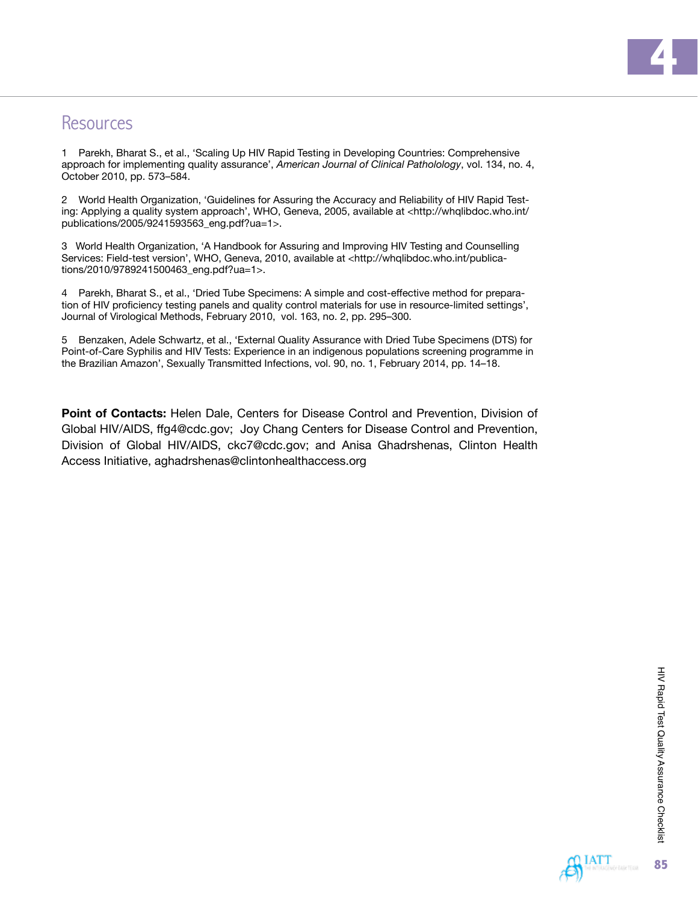## Resources

1 Parekh, Bharat S., et al., 'Scaling Up HIV Rapid Testing in Developing Countries: Comprehensive approach for implementing quality assurance', *American Journal of Clinical Patholology*, vol. 134, no. 4, October 2010, pp. 573–584.

2 World Health Organization, 'Guidelines for Assuring the Accuracy and Reliability of HIV Rapid Testing: Applying a quality system approach', WHO, Geneva, 2005, available at <http://whqlibdoc.who.int/publications/2005/9241593563_eng.pdf?ua=1>.

3 World Health Organization, 'A Handbook for Assuring and Improving HIV Testing and Counselling Services: Field-test version', WHO, Geneva, 2010, available at <http://whqlibdoc.who.int/publications/2010/9789241500463_eng.pdf?ua=1>.

4 Parekh, Bharat S., et al., 'Dried Tube Specimens: A simple and cost-effective method for preparation of HIV proficiency testing panels and quality control materials for use in resource-limited settings', Journal of Virological Methods, February 2010, vol. 163, no. 2, pp. 295–300.

5 Benzaken, Adele Schwartz, et al., 'External Quality Assurance with Dried Tube Specimens (DTS) for Point-of-Care Syphilis and HIV Tests: Experience in an indigenous populations screening programme in the Brazilian Amazon', Sexually Transmitted Infections, vol. 90, no. 1, February 2014, pp. 14–18.

**Point of Contacts:** Helen Dale, Centers for Disease Control and Prevention, Division of Global HIV/AIDS, ffg4@cdc.gov; Joy Chang Centers for Disease Control and Prevention, Division of Global HIV/AIDS, ckc7@cdc.gov; and Anisa Ghadrshenas, Clinton Health Access Initiative, aghadrshenas@clintonhealthaccess.org